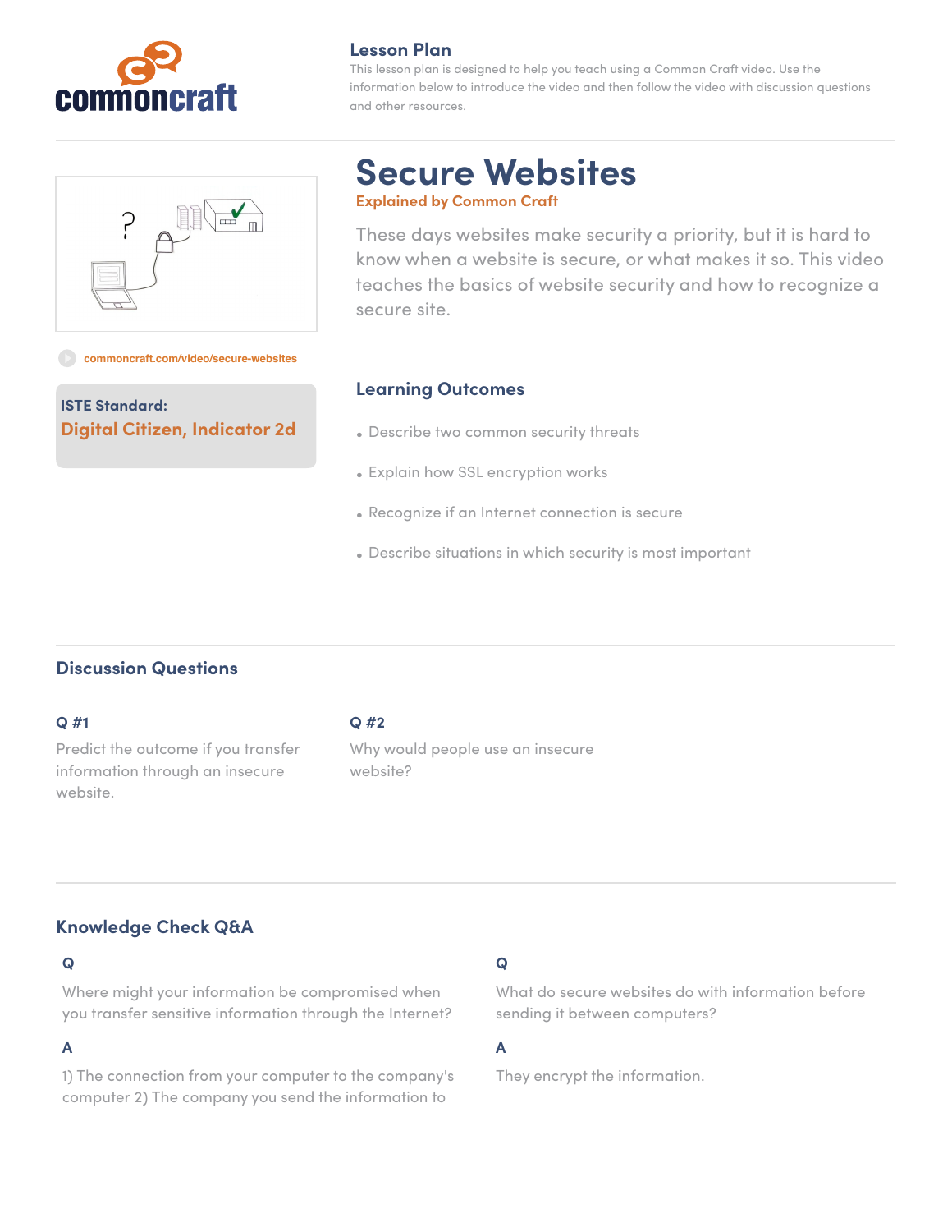## Lesson Plan

This lesson plan is designed to help you teach using a Common Craft video. Use the information below to introduce the video and then follow the video with discussion questions and other resources.

# Secure Websites

**Explained by Common Craft**

These days websites make security a priority, but it is hard to know when a website is secure, or what makes it so. This video teaches the basics of website security and how to recognize a secure site.

commoncraft.com/video/secure-websites

**ISTE Standard:**
**Digital Citizen, Indicator 2d**

### Learning Outcomes

- Describe two common security threats
- Explain how SSL encryption works
- Recognize if an Internet connection is secure
- Describe situations in which security is most important

## Discussion Questions

**Q #1**

Predict the outcome if you transfer information through an insecure website.

**Q #2**

Why would people use an insecure website?

## Knowledge Check Q&A

**Q**

Where might your information be compromised when you transfer sensitive information through the Internet?

**A**

1) The connection from your computer to the company's computer 2) The company you send the information to

**Q**

What do secure websites do with information before sending it between computers?

**A**

They encrypt the information.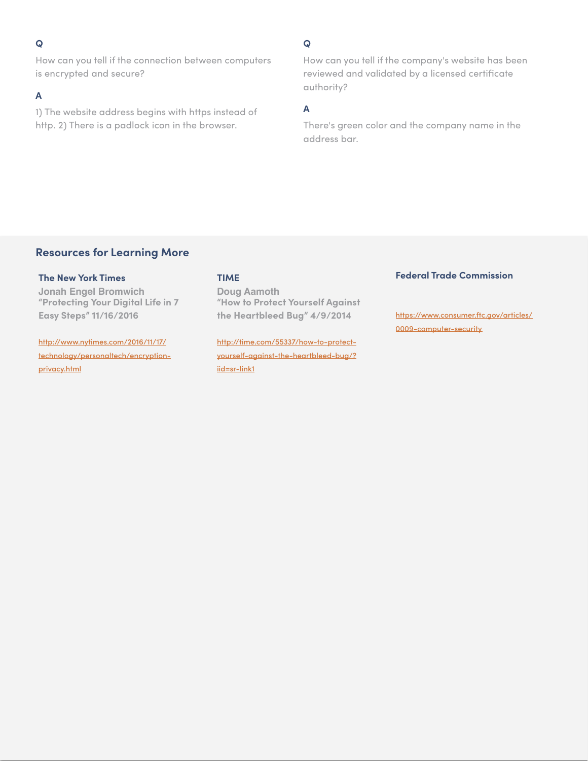**Q**

How can you tell if the connection between computers is encrypted and secure?

**A**

1) The website address begins with https instead of http. 2) There is a padlock icon in the browser.

**Q**

How can you tell if the company's website has been reviewed and validated by a licensed certificate authority?

**A**

There's green color and the company name in the address bar.

## Resources for Learning More

### The New York Times

**Jonah Engel Bromwich**
**"Protecting Your Digital Life in 7 Easy Steps" 11/16/2016**

http://www.nytimes.com/2016/11/17/technology/personaltech/encryption-privacy.html

### TIME

**Doug Aamoth**
**"How to Protect Yourself Against the Heartbleed Bug" 4/9/2014**

http://time.com/55337/how-to-protect-yourself-against-the-heartbleed-bug/?iid=sr-link1

### Federal Trade Commission

https://www.consumer.ftc.gov/articles/0009-computer-security